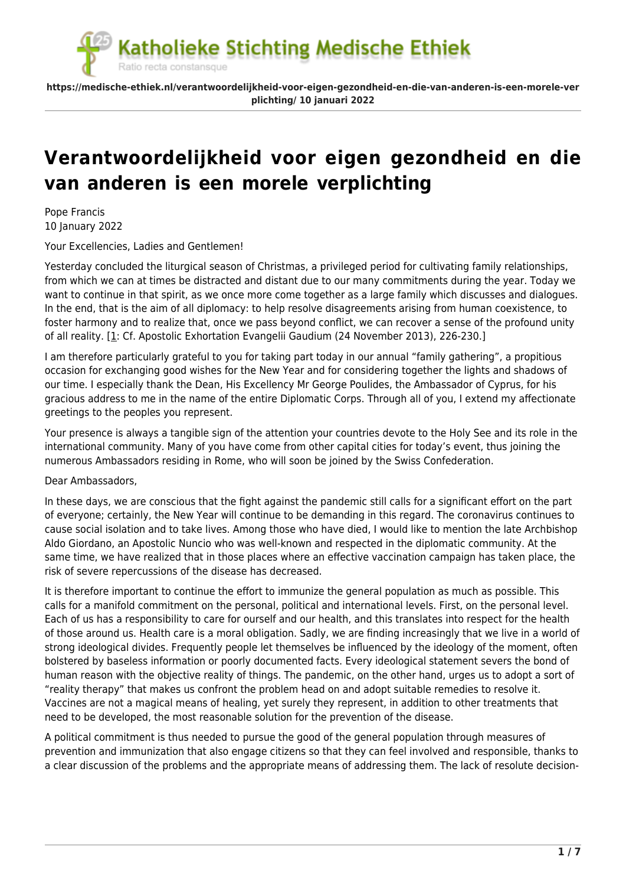# Verantwoordelijkheid voor eigen gezondheid en die van anderen is een morele verplichting

Pope Francis
10 January 2022

Your Excellencies, Ladies and Gentlemen!

Yesterday concluded the liturgical season of Christmas, a privileged period for cultivating family relationships, from which we can at times be distracted and distant due to our many commitments during the year. Today we want to continue in that spirit, as we once more come together as a large family which discusses and dialogues. In the end, that is the aim of all diplomacy: to help resolve disagreements arising from human coexistence, to foster harmony and to realize that, once we pass beyond conflict, we can recover a sense of the profound unity of all reality. [1: Cf. Apostolic Exhortation Evangelii Gaudium (24 November 2013), 226-230.]

I am therefore particularly grateful to you for taking part today in our annual "family gathering", a propitious occasion for exchanging good wishes for the New Year and for considering together the lights and shadows of our time. I especially thank the Dean, His Excellency Mr George Poulides, the Ambassador of Cyprus, for his gracious address to me in the name of the entire Diplomatic Corps. Through all of you, I extend my affectionate greetings to the peoples you represent.

Your presence is always a tangible sign of the attention your countries devote to the Holy See and its role in the international community. Many of you have come from other capital cities for today's event, thus joining the numerous Ambassadors residing in Rome, who will soon be joined by the Swiss Confederation.

Dear Ambassadors,

In these days, we are conscious that the fight against the pandemic still calls for a significant effort on the part of everyone; certainly, the New Year will continue to be demanding in this regard. The coronavirus continues to cause social isolation and to take lives. Among those who have died, I would like to mention the late Archbishop Aldo Giordano, an Apostolic Nuncio who was well-known and respected in the diplomatic community. At the same time, we have realized that in those places where an effective vaccination campaign has taken place, the risk of severe repercussions of the disease has decreased.

It is therefore important to continue the effort to immunize the general population as much as possible. This calls for a manifold commitment on the personal, political and international levels. First, on the personal level. Each of us has a responsibility to care for ourself and our health, and this translates into respect for the health of those around us. Health care is a moral obligation. Sadly, we are finding increasingly that we live in a world of strong ideological divides. Frequently people let themselves be influenced by the ideology of the moment, often bolstered by baseless information or poorly documented facts. Every ideological statement severs the bond of human reason with the objective reality of things. The pandemic, on the other hand, urges us to adopt a sort of "reality therapy" that makes us confront the problem head on and adopt suitable remedies to resolve it. Vaccines are not a magical means of healing, yet surely they represent, in addition to other treatments that need to be developed, the most reasonable solution for the prevention of the disease.

A political commitment is thus needed to pursue the good of the general population through measures of prevention and immunization that also engage citizens so that they can feel involved and responsible, thanks to a clear discussion of the problems and the appropriate means of addressing them. The lack of resolute decision-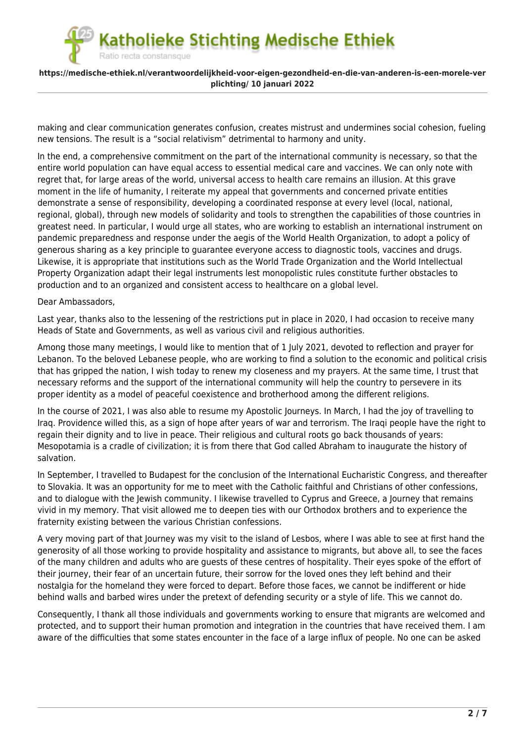making and clear communication generates confusion, creates mistrust and undermines social cohesion, fueling new tensions. The result is a "social relativism" detrimental to harmony and unity.

In the end, a comprehensive commitment on the part of the international community is necessary, so that the entire world population can have equal access to essential medical care and vaccines. We can only note with regret that, for large areas of the world, universal access to health care remains an illusion. At this grave moment in the life of humanity, I reiterate my appeal that governments and concerned private entities demonstrate a sense of responsibility, developing a coordinated response at every level (local, national, regional, global), through new models of solidarity and tools to strengthen the capabilities of those countries in greatest need. In particular, I would urge all states, who are working to establish an international instrument on pandemic preparedness and response under the aegis of the World Health Organization, to adopt a policy of generous sharing as a key principle to guarantee everyone access to diagnostic tools, vaccines and drugs. Likewise, it is appropriate that institutions such as the World Trade Organization and the World Intellectual Property Organization adapt their legal instruments lest monopolistic rules constitute further obstacles to production and to an organized and consistent access to healthcare on a global level.

Dear Ambassadors,

Last year, thanks also to the lessening of the restrictions put in place in 2020, I had occasion to receive many Heads of State and Governments, as well as various civil and religious authorities.

Among those many meetings, I would like to mention that of 1 July 2021, devoted to reflection and prayer for Lebanon. To the beloved Lebanese people, who are working to find a solution to the economic and political crisis that has gripped the nation, I wish today to renew my closeness and my prayers. At the same time, I trust that necessary reforms and the support of the international community will help the country to persevere in its proper identity as a model of peaceful coexistence and brotherhood among the different religions.

In the course of 2021, I was also able to resume my Apostolic Journeys. In March, I had the joy of travelling to Iraq. Providence willed this, as a sign of hope after years of war and terrorism. The Iraqi people have the right to regain their dignity and to live in peace. Their religious and cultural roots go back thousands of years: Mesopotamia is a cradle of civilization; it is from there that God called Abraham to inaugurate the history of salvation.

In September, I travelled to Budapest for the conclusion of the International Eucharistic Congress, and thereafter to Slovakia. It was an opportunity for me to meet with the Catholic faithful and Christians of other confessions, and to dialogue with the Jewish community. I likewise travelled to Cyprus and Greece, a Journey that remains vivid in my memory. That visit allowed me to deepen ties with our Orthodox brothers and to experience the fraternity existing between the various Christian confessions.

A very moving part of that Journey was my visit to the island of Lesbos, where I was able to see at first hand the generosity of all those working to provide hospitality and assistance to migrants, but above all, to see the faces of the many children and adults who are guests of these centres of hospitality. Their eyes spoke of the effort of their journey, their fear of an uncertain future, their sorrow for the loved ones they left behind and their nostalgia for the homeland they were forced to depart. Before those faces, we cannot be indifferent or hide behind walls and barbed wires under the pretext of defending security or a style of life. This we cannot do.

Consequently, I thank all those individuals and governments working to ensure that migrants are welcomed and protected, and to support their human promotion and integration in the countries that have received them. I am aware of the difficulties that some states encounter in the face of a large influx of people. No one can be asked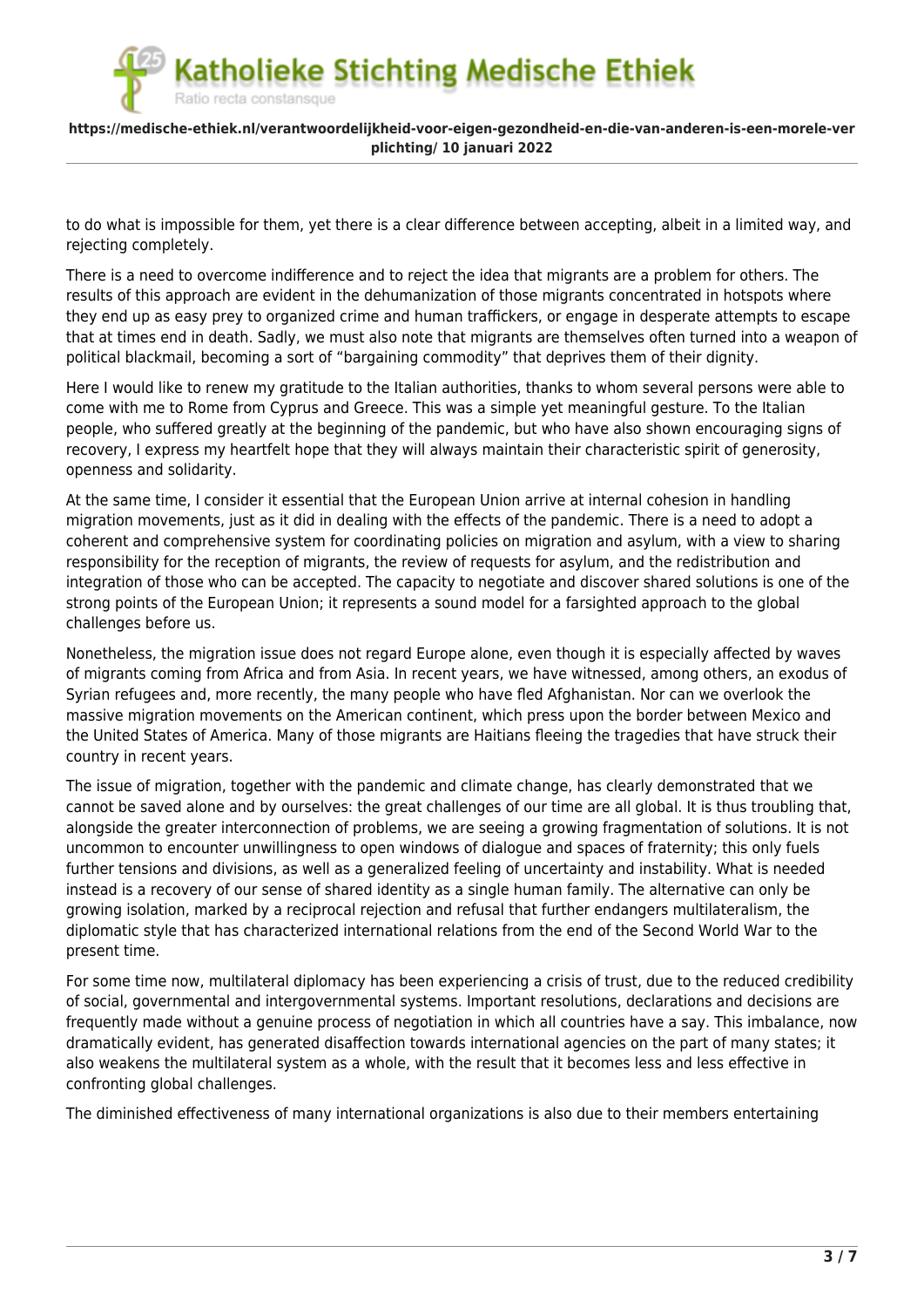to do what is impossible for them, yet there is a clear difference between accepting, albeit in a limited way, and rejecting completely.

There is a need to overcome indifference and to reject the idea that migrants are a problem for others. The results of this approach are evident in the dehumanization of those migrants concentrated in hotspots where they end up as easy prey to organized crime and human traffickers, or engage in desperate attempts to escape that at times end in death. Sadly, we must also note that migrants are themselves often turned into a weapon of political blackmail, becoming a sort of "bargaining commodity" that deprives them of their dignity.

Here I would like to renew my gratitude to the Italian authorities, thanks to whom several persons were able to come with me to Rome from Cyprus and Greece. This was a simple yet meaningful gesture. To the Italian people, who suffered greatly at the beginning of the pandemic, but who have also shown encouraging signs of recovery, I express my heartfelt hope that they will always maintain their characteristic spirit of generosity, openness and solidarity.

At the same time, I consider it essential that the European Union arrive at internal cohesion in handling migration movements, just as it did in dealing with the effects of the pandemic. There is a need to adopt a coherent and comprehensive system for coordinating policies on migration and asylum, with a view to sharing responsibility for the reception of migrants, the review of requests for asylum, and the redistribution and integration of those who can be accepted. The capacity to negotiate and discover shared solutions is one of the strong points of the European Union; it represents a sound model for a farsighted approach to the global challenges before us.

Nonetheless, the migration issue does not regard Europe alone, even though it is especially affected by waves of migrants coming from Africa and from Asia. In recent years, we have witnessed, among others, an exodus of Syrian refugees and, more recently, the many people who have fled Afghanistan. Nor can we overlook the massive migration movements on the American continent, which press upon the border between Mexico and the United States of America. Many of those migrants are Haitians fleeing the tragedies that have struck their country in recent years.

The issue of migration, together with the pandemic and climate change, has clearly demonstrated that we cannot be saved alone and by ourselves: the great challenges of our time are all global. It is thus troubling that, alongside the greater interconnection of problems, we are seeing a growing fragmentation of solutions. It is not uncommon to encounter unwillingness to open windows of dialogue and spaces of fraternity; this only fuels further tensions and divisions, as well as a generalized feeling of uncertainty and instability. What is needed instead is a recovery of our sense of shared identity as a single human family. The alternative can only be growing isolation, marked by a reciprocal rejection and refusal that further endangers multilateralism, the diplomatic style that has characterized international relations from the end of the Second World War to the present time.

For some time now, multilateral diplomacy has been experiencing a crisis of trust, due to the reduced credibility of social, governmental and intergovernmental systems. Important resolutions, declarations and decisions are frequently made without a genuine process of negotiation in which all countries have a say. This imbalance, now dramatically evident, has generated disaffection towards international agencies on the part of many states; it also weakens the multilateral system as a whole, with the result that it becomes less and less effective in confronting global challenges.

The diminished effectiveness of many international organizations is also due to their members entertaining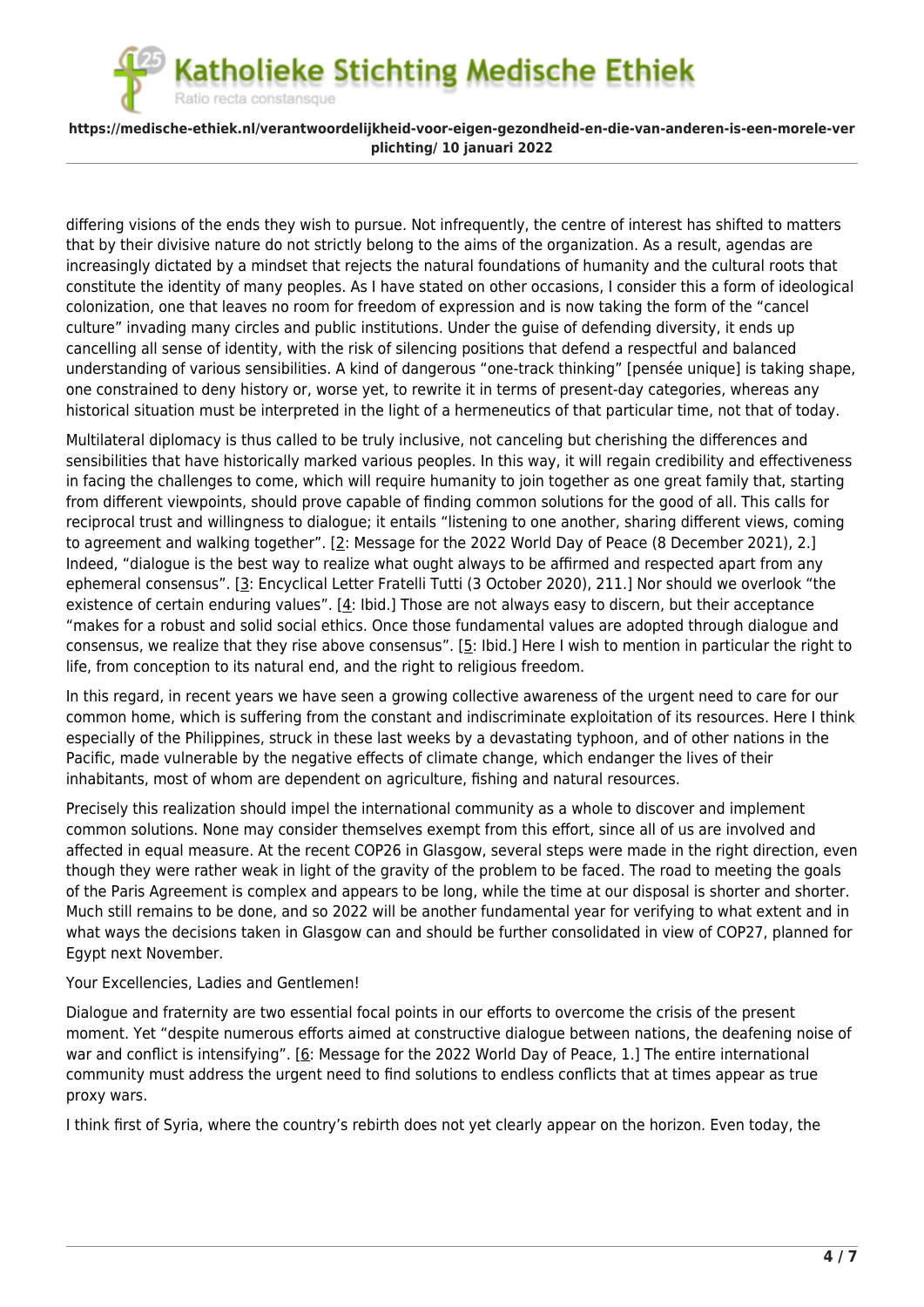differing visions of the ends they wish to pursue. Not infrequently, the centre of interest has shifted to matters that by their divisive nature do not strictly belong to the aims of the organization. As a result, agendas are increasingly dictated by a mindset that rejects the natural foundations of humanity and the cultural roots that constitute the identity of many peoples. As I have stated on other occasions, I consider this a form of ideological colonization, one that leaves no room for freedom of expression and is now taking the form of the "cancel culture" invading many circles and public institutions. Under the guise of defending diversity, it ends up cancelling all sense of identity, with the risk of silencing positions that defend a respectful and balanced understanding of various sensibilities. A kind of dangerous "one-track thinking" [pensée unique] is taking shape, one constrained to deny history or, worse yet, to rewrite it in terms of present-day categories, whereas any historical situation must be interpreted in the light of a hermeneutics of that particular time, not that of today.

Multilateral diplomacy is thus called to be truly inclusive, not canceling but cherishing the differences and sensibilities that have historically marked various peoples. In this way, it will regain credibility and effectiveness in facing the challenges to come, which will require humanity to join together as one great family that, starting from different viewpoints, should prove capable of finding common solutions for the good of all. This calls for reciprocal trust and willingness to dialogue; it entails "listening to one another, sharing different views, coming to agreement and walking together". [2: Message for the 2022 World Day of Peace (8 December 2021), 2.] Indeed, "dialogue is the best way to realize what ought always to be affirmed and respected apart from any ephemeral consensus". [3: Encyclical Letter Fratelli Tutti (3 October 2020), 211.] Nor should we overlook "the existence of certain enduring values". [4: Ibid.] Those are not always easy to discern, but their acceptance "makes for a robust and solid social ethics. Once those fundamental values are adopted through dialogue and consensus, we realize that they rise above consensus". [5: Ibid.] Here I wish to mention in particular the right to life, from conception to its natural end, and the right to religious freedom.

In this regard, in recent years we have seen a growing collective awareness of the urgent need to care for our common home, which is suffering from the constant and indiscriminate exploitation of its resources. Here I think especially of the Philippines, struck in these last weeks by a devastating typhoon, and of other nations in the Pacific, made vulnerable by the negative effects of climate change, which endanger the lives of their inhabitants, most of whom are dependent on agriculture, fishing and natural resources.

Precisely this realization should impel the international community as a whole to discover and implement common solutions. None may consider themselves exempt from this effort, since all of us are involved and affected in equal measure. At the recent COP26 in Glasgow, several steps were made in the right direction, even though they were rather weak in light of the gravity of the problem to be faced. The road to meeting the goals of the Paris Agreement is complex and appears to be long, while the time at our disposal is shorter and shorter. Much still remains to be done, and so 2022 will be another fundamental year for verifying to what extent and in what ways the decisions taken in Glasgow can and should be further consolidated in view of COP27, planned for Egypt next November.

Your Excellencies, Ladies and Gentlemen!

Dialogue and fraternity are two essential focal points in our efforts to overcome the crisis of the present moment. Yet "despite numerous efforts aimed at constructive dialogue between nations, the deafening noise of war and conflict is intensifying". [6: Message for the 2022 World Day of Peace, 1.] The entire international community must address the urgent need to find solutions to endless conflicts that at times appear as true proxy wars.

I think first of Syria, where the country's rebirth does not yet clearly appear on the horizon. Even today, the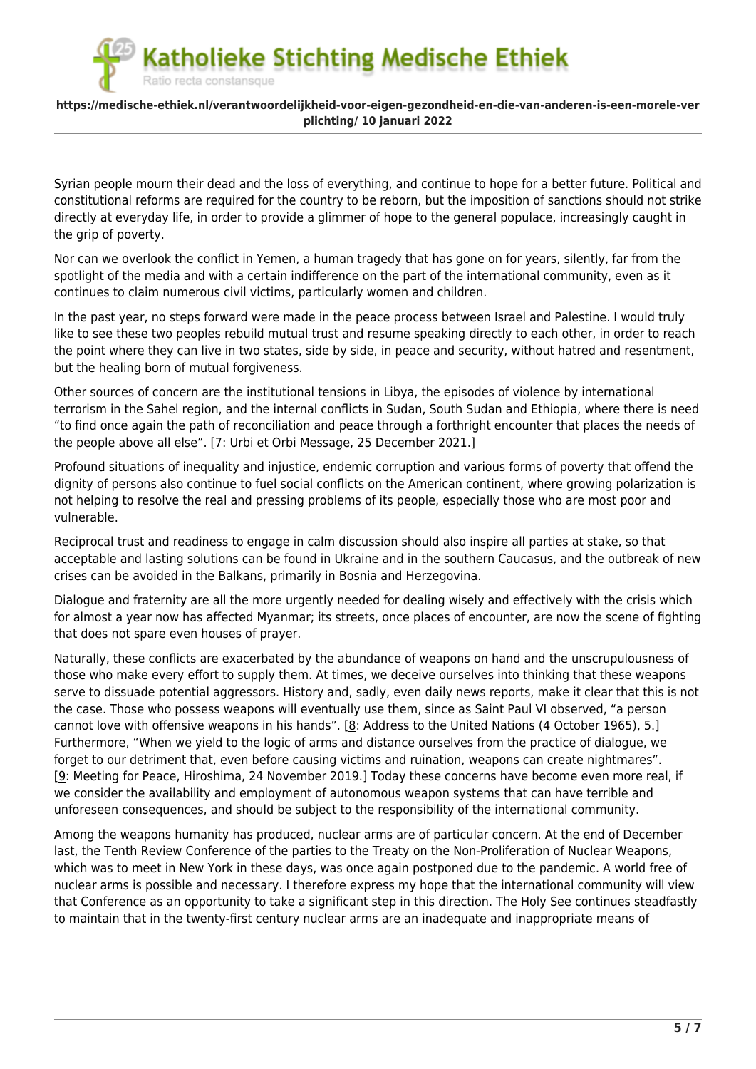Syrian people mourn their dead and the loss of everything, and continue to hope for a better future. Political and constitutional reforms are required for the country to be reborn, but the imposition of sanctions should not strike directly at everyday life, in order to provide a glimmer of hope to the general populace, increasingly caught in the grip of poverty.

Nor can we overlook the conflict in Yemen, a human tragedy that has gone on for years, silently, far from the spotlight of the media and with a certain indifference on the part of the international community, even as it continues to claim numerous civil victims, particularly women and children.

In the past year, no steps forward were made in the peace process between Israel and Palestine. I would truly like to see these two peoples rebuild mutual trust and resume speaking directly to each other, in order to reach the point where they can live in two states, side by side, in peace and security, without hatred and resentment, but the healing born of mutual forgiveness.

Other sources of concern are the institutional tensions in Libya, the episodes of violence by international terrorism in the Sahel region, and the internal conflicts in Sudan, South Sudan and Ethiopia, where there is need "to find once again the path of reconciliation and peace through a forthright encounter that places the needs of the people above all else". [7: Urbi et Orbi Message, 25 December 2021.]

Profound situations of inequality and injustice, endemic corruption and various forms of poverty that offend the dignity of persons also continue to fuel social conflicts on the American continent, where growing polarization is not helping to resolve the real and pressing problems of its people, especially those who are most poor and vulnerable.

Reciprocal trust and readiness to engage in calm discussion should also inspire all parties at stake, so that acceptable and lasting solutions can be found in Ukraine and in the southern Caucasus, and the outbreak of new crises can be avoided in the Balkans, primarily in Bosnia and Herzegovina.

Dialogue and fraternity are all the more urgently needed for dealing wisely and effectively with the crisis which for almost a year now has affected Myanmar; its streets, once places of encounter, are now the scene of fighting that does not spare even houses of prayer.

Naturally, these conflicts are exacerbated by the abundance of weapons on hand and the unscrupulousness of those who make every effort to supply them. At times, we deceive ourselves into thinking that these weapons serve to dissuade potential aggressors. History and, sadly, even daily news reports, make it clear that this is not the case. Those who possess weapons will eventually use them, since as Saint Paul VI observed, "a person cannot love with offensive weapons in his hands". [8: Address to the United Nations (4 October 1965), 5.] Furthermore, "When we yield to the logic of arms and distance ourselves from the practice of dialogue, we forget to our detriment that, even before causing victims and ruination, weapons can create nightmares". [9: Meeting for Peace, Hiroshima, 24 November 2019.] Today these concerns have become even more real, if we consider the availability and employment of autonomous weapon systems that can have terrible and unforeseen consequences, and should be subject to the responsibility of the international community.

Among the weapons humanity has produced, nuclear arms are of particular concern. At the end of December last, the Tenth Review Conference of the parties to the Treaty on the Non-Proliferation of Nuclear Weapons, which was to meet in New York in these days, was once again postponed due to the pandemic. A world free of nuclear arms is possible and necessary. I therefore express my hope that the international community will view that Conference as an opportunity to take a significant step in this direction. The Holy See continues steadfastly to maintain that in the twenty-first century nuclear arms are an inadequate and inappropriate means of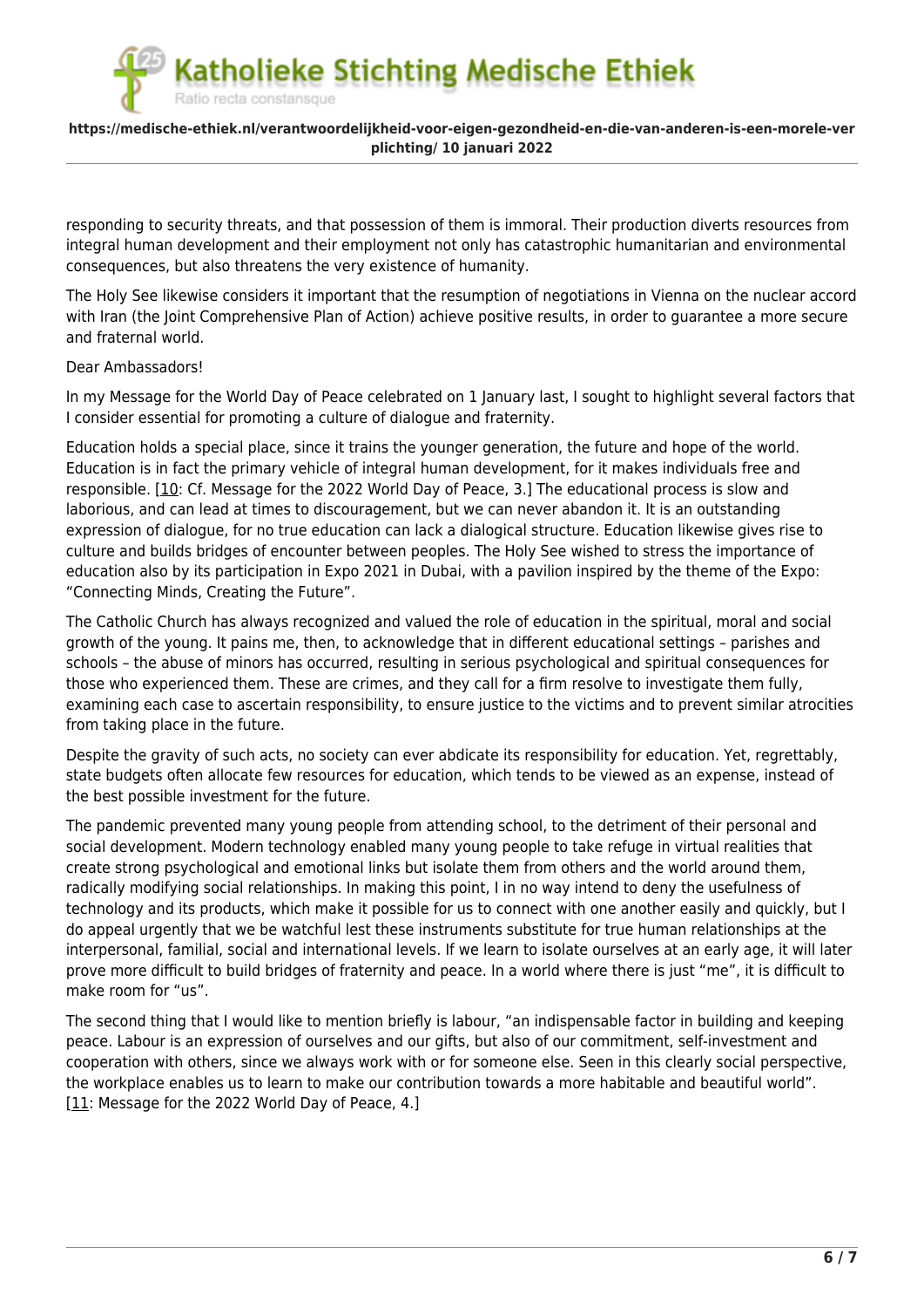responding to security threats, and that possession of them is immoral. Their production diverts resources from integral human development and their employment not only has catastrophic humanitarian and environmental consequences, but also threatens the very existence of humanity.

The Holy See likewise considers it important that the resumption of negotiations in Vienna on the nuclear accord with Iran (the Joint Comprehensive Plan of Action) achieve positive results, in order to guarantee a more secure and fraternal world.

Dear Ambassadors!

In my Message for the World Day of Peace celebrated on 1 January last, I sought to highlight several factors that I consider essential for promoting a culture of dialogue and fraternity.

Education holds a special place, since it trains the younger generation, the future and hope of the world. Education is in fact the primary vehicle of integral human development, for it makes individuals free and responsible. [10: Cf. Message for the 2022 World Day of Peace, 3.] The educational process is slow and laborious, and can lead at times to discouragement, but we can never abandon it. It is an outstanding expression of dialogue, for no true education can lack a dialogical structure. Education likewise gives rise to culture and builds bridges of encounter between peoples. The Holy See wished to stress the importance of education also by its participation in Expo 2021 in Dubai, with a pavilion inspired by the theme of the Expo: "Connecting Minds, Creating the Future".

The Catholic Church has always recognized and valued the role of education in the spiritual, moral and social growth of the young. It pains me, then, to acknowledge that in different educational settings – parishes and schools – the abuse of minors has occurred, resulting in serious psychological and spiritual consequences for those who experienced them. These are crimes, and they call for a firm resolve to investigate them fully, examining each case to ascertain responsibility, to ensure justice to the victims and to prevent similar atrocities from taking place in the future.

Despite the gravity of such acts, no society can ever abdicate its responsibility for education. Yet, regrettably, state budgets often allocate few resources for education, which tends to be viewed as an expense, instead of the best possible investment for the future.

The pandemic prevented many young people from attending school, to the detriment of their personal and social development. Modern technology enabled many young people to take refuge in virtual realities that create strong psychological and emotional links but isolate them from others and the world around them, radically modifying social relationships. In making this point, I in no way intend to deny the usefulness of technology and its products, which make it possible for us to connect with one another easily and quickly, but I do appeal urgently that we be watchful lest these instruments substitute for true human relationships at the interpersonal, familial, social and international levels. If we learn to isolate ourselves at an early age, it will later prove more difficult to build bridges of fraternity and peace. In a world where there is just "me", it is difficult to make room for "us".

The second thing that I would like to mention briefly is labour, "an indispensable factor in building and keeping peace. Labour is an expression of ourselves and our gifts, but also of our commitment, self-investment and cooperation with others, since we always work with or for someone else. Seen in this clearly social perspective, the workplace enables us to learn to make our contribution towards a more habitable and beautiful world". [11: Message for the 2022 World Day of Peace, 4.]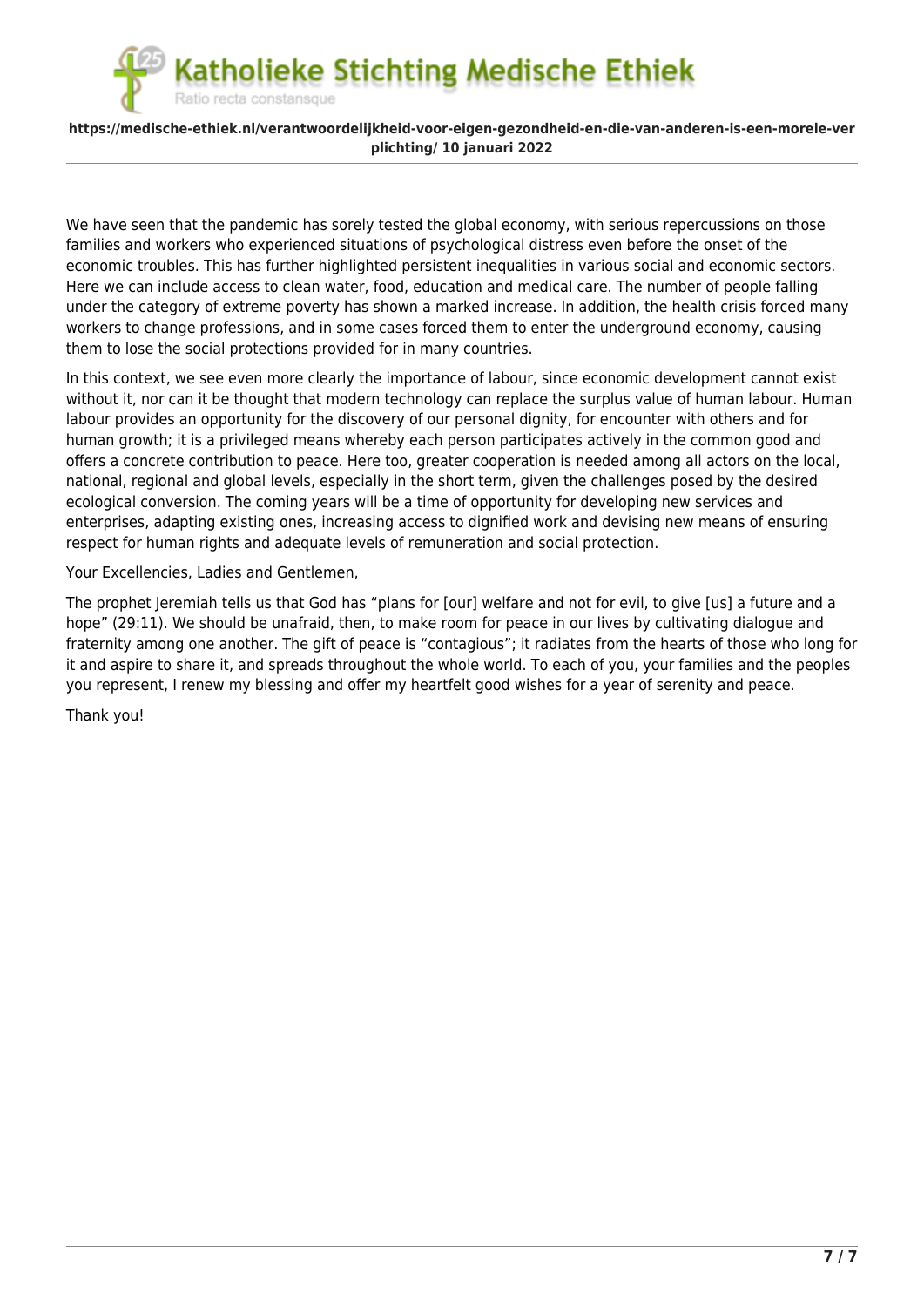We have seen that the pandemic has sorely tested the global economy, with serious repercussions on those families and workers who experienced situations of psychological distress even before the onset of the economic troubles. This has further highlighted persistent inequalities in various social and economic sectors. Here we can include access to clean water, food, education and medical care. The number of people falling under the category of extreme poverty has shown a marked increase. In addition, the health crisis forced many workers to change professions, and in some cases forced them to enter the underground economy, causing them to lose the social protections provided for in many countries.

In this context, we see even more clearly the importance of labour, since economic development cannot exist without it, nor can it be thought that modern technology can replace the surplus value of human labour. Human labour provides an opportunity for the discovery of our personal dignity, for encounter with others and for human growth; it is a privileged means whereby each person participates actively in the common good and offers a concrete contribution to peace. Here too, greater cooperation is needed among all actors on the local, national, regional and global levels, especially in the short term, given the challenges posed by the desired ecological conversion. The coming years will be a time of opportunity for developing new services and enterprises, adapting existing ones, increasing access to dignified work and devising new means of ensuring respect for human rights and adequate levels of remuneration and social protection.

Your Excellencies, Ladies and Gentlemen,

The prophet Jeremiah tells us that God has "plans for [our] welfare and not for evil, to give [us] a future and a hope" (29:11). We should be unafraid, then, to make room for peace in our lives by cultivating dialogue and fraternity among one another. The gift of peace is "contagious"; it radiates from the hearts of those who long for it and aspire to share it, and spreads throughout the whole world. To each of you, your families and the peoples you represent, I renew my blessing and offer my heartfelt good wishes for a year of serenity and peace.

Thank you!